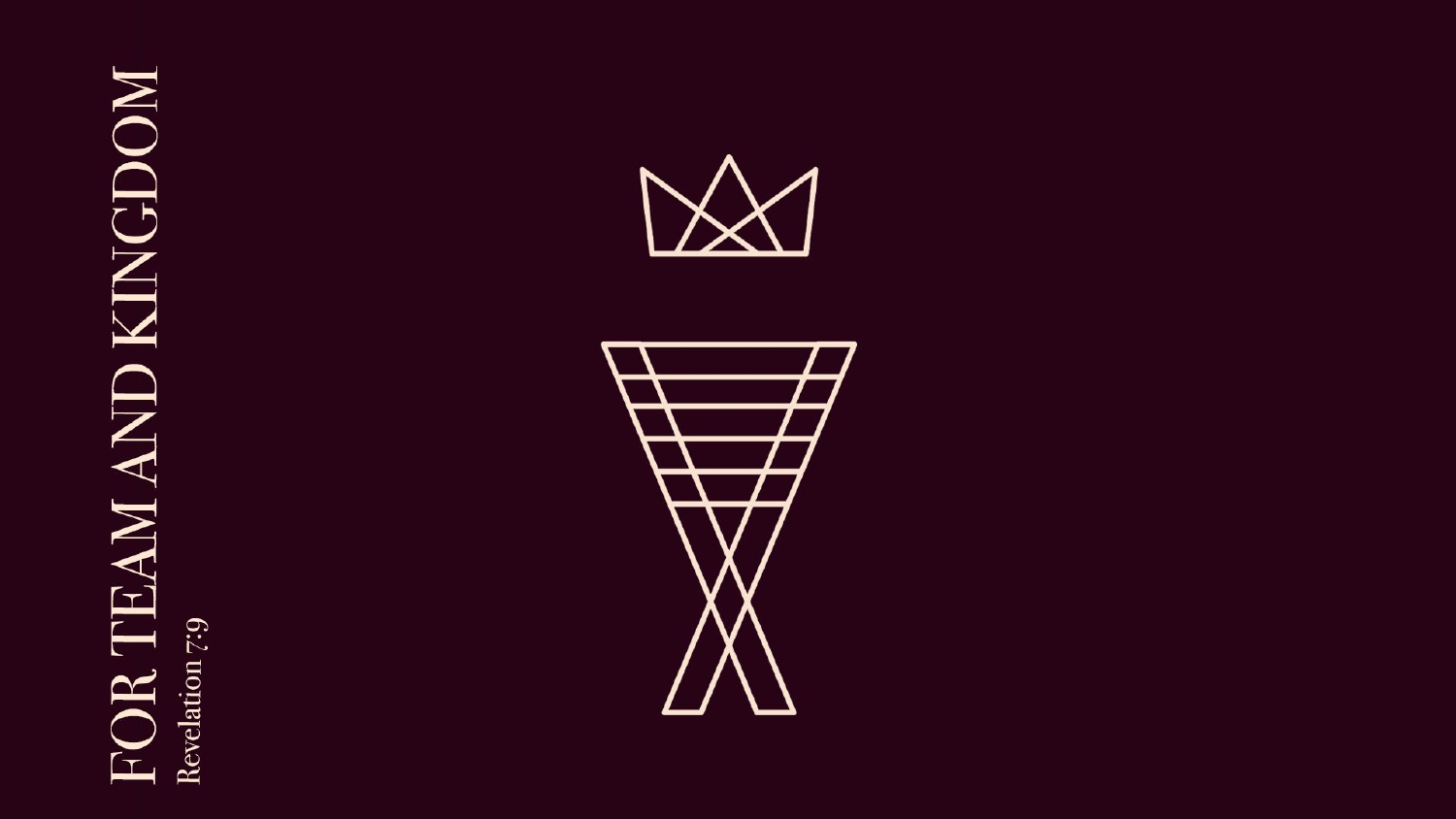# FOR TEAM AND KINGDOM

Revelation 7:9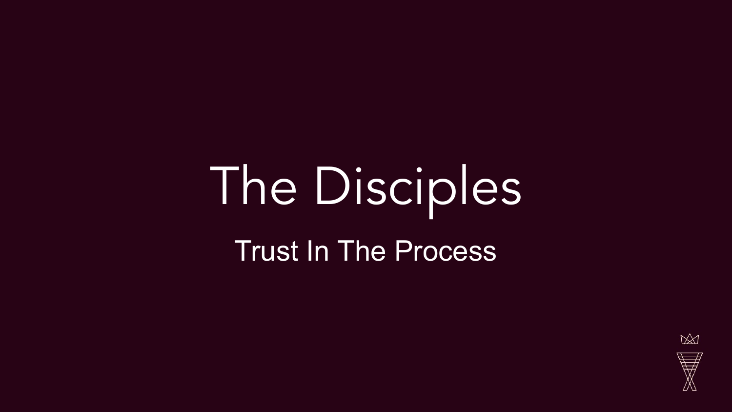# The Disciples

## Trust In The Process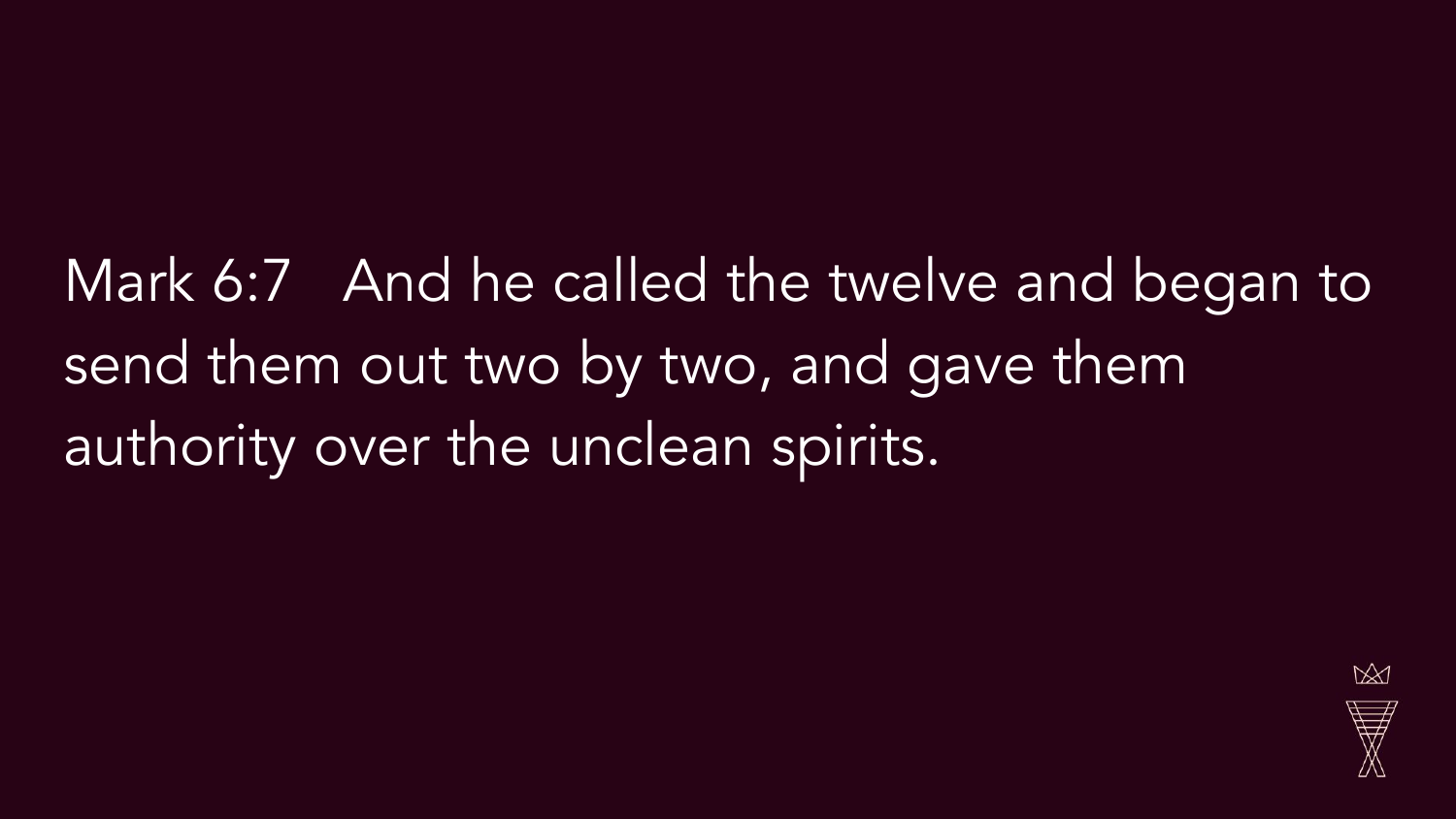Mark 6:7   And he called the twelve and began to send them out two by two, and gave them authority over the unclean spirits.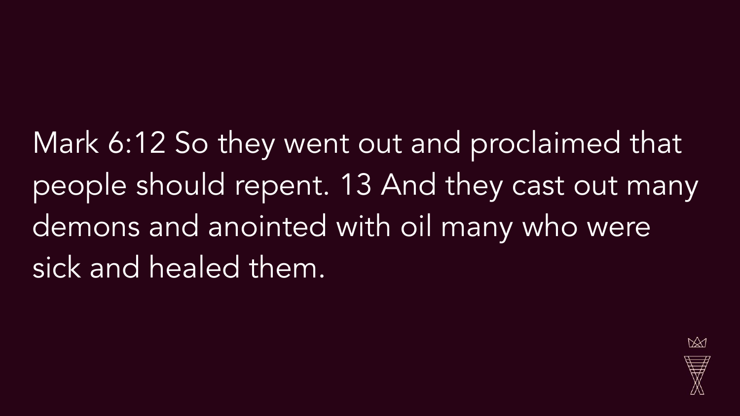Mark 6:12 So they went out and proclaimed that people should repent. 13 And they cast out many demons and anointed with oil many who were sick and healed them.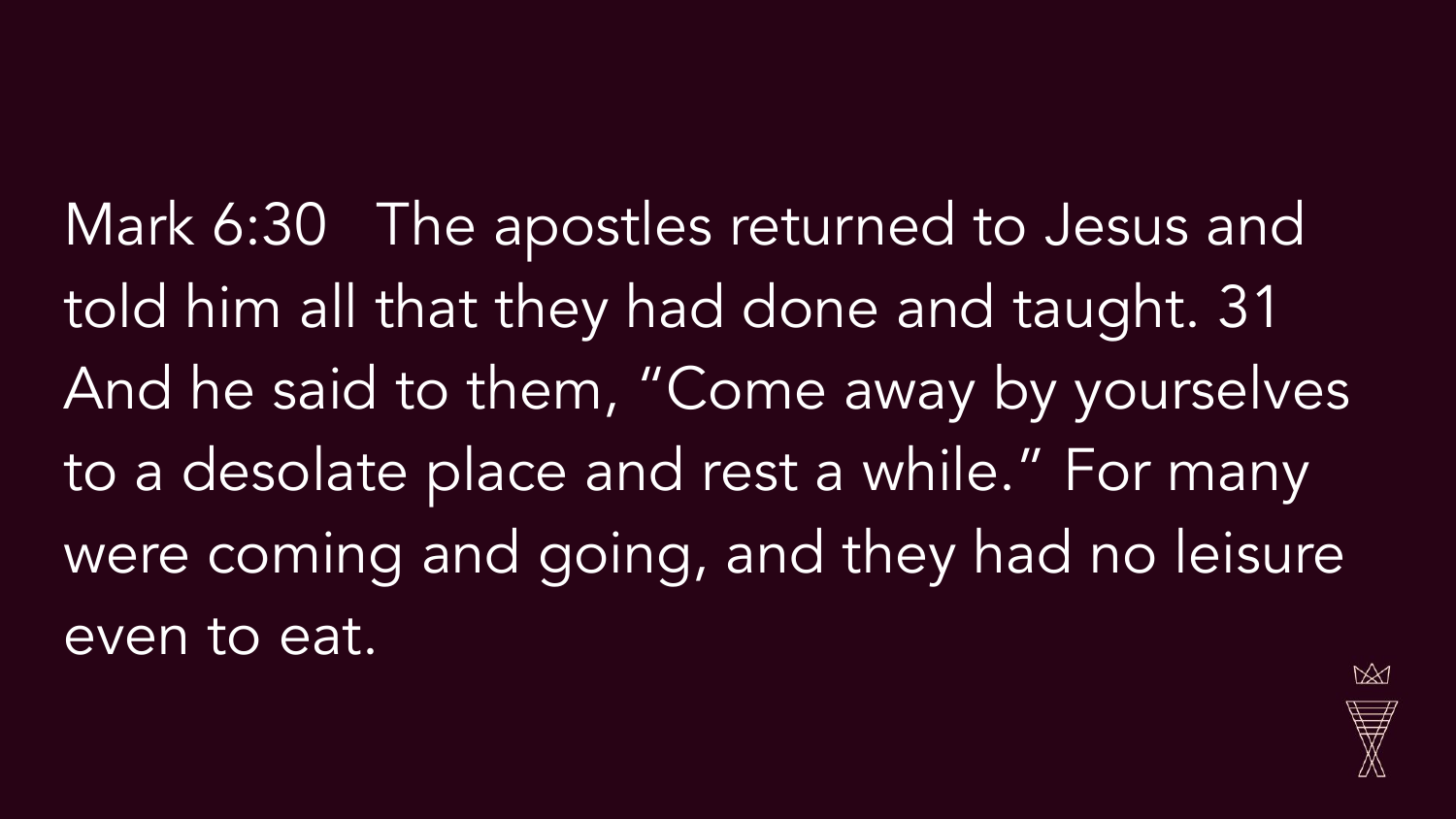Mark 6:30   The apostles returned to Jesus and told him all that they had done and taught. 31 And he said to them, “Come away by yourselves to a desolate place and rest a while.” For many were coming and going, and they had no leisure even to eat.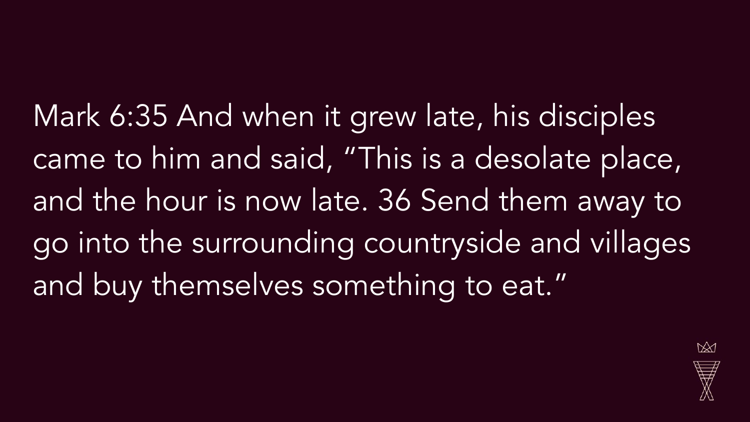Mark 6:35 And when it grew late, his disciples came to him and said, “This is a desolate place, and the hour is now late. 36 Send them away to go into the surrounding countryside and villages and buy themselves something to eat.”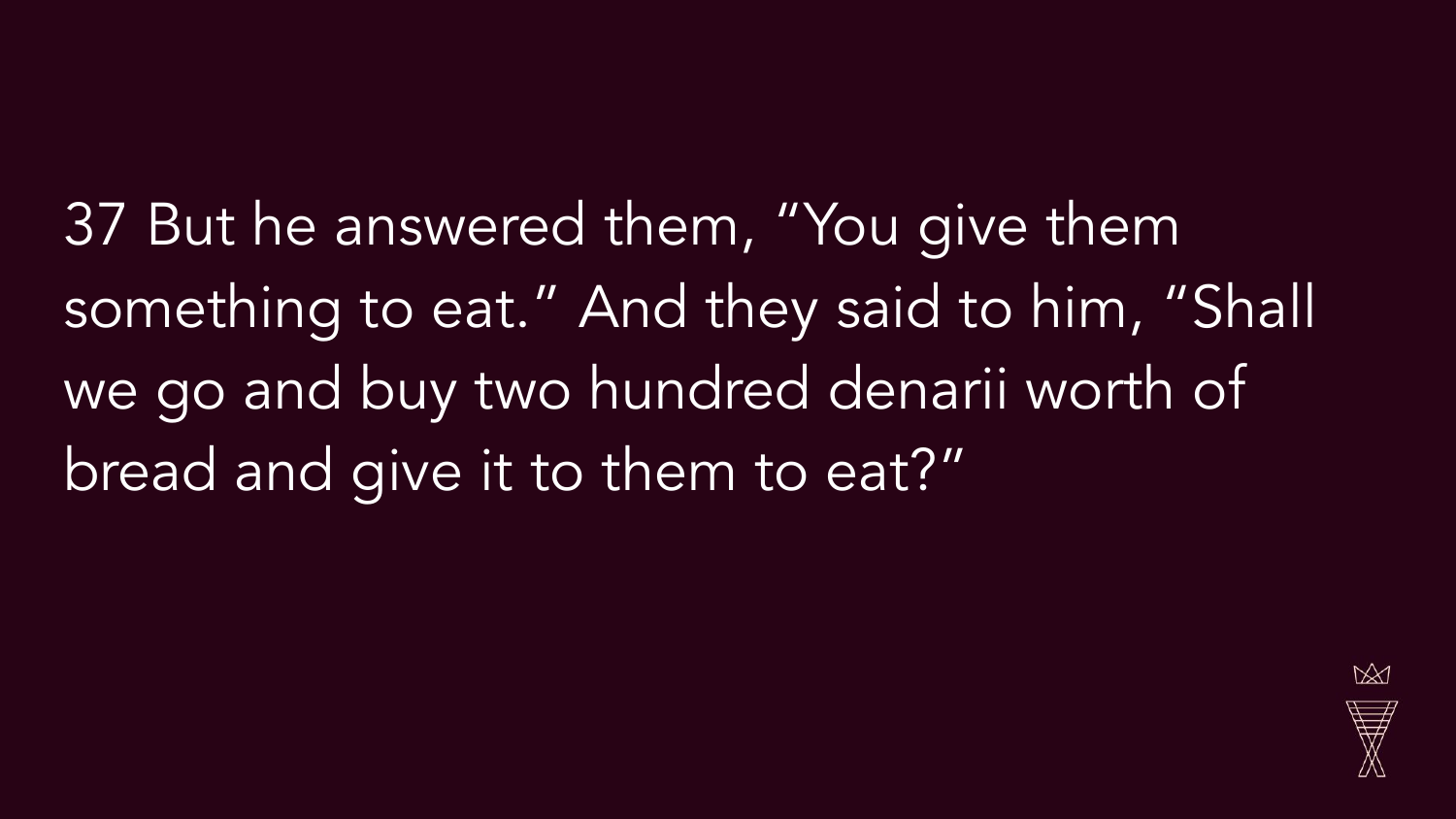37 But he answered them, “You give them something to eat.” And they said to him, “Shall we go and buy two hundred denarii worth of bread and give it to them to eat?”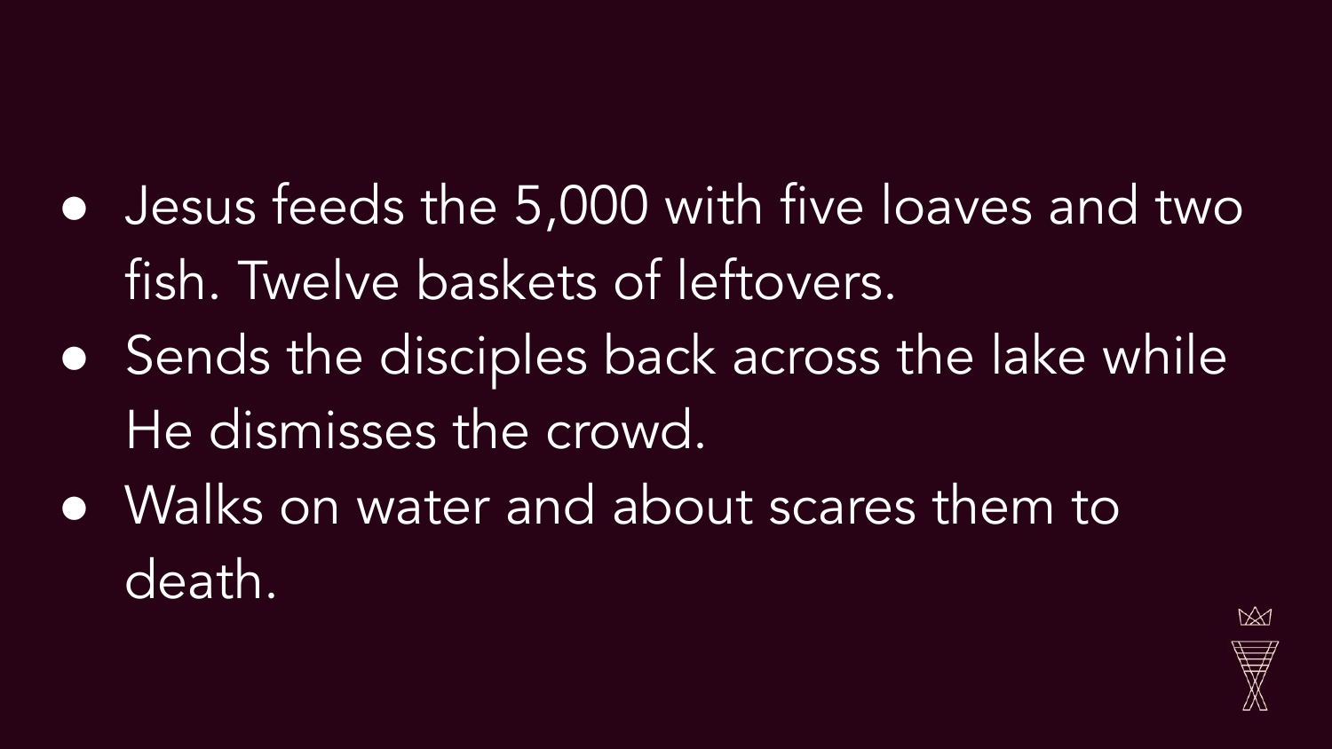- Jesus feeds the 5,000 with five loaves and two fish. Twelve baskets of leftovers.
- Sends the disciples back across the lake while He dismisses the crowd.
- Walks on water and about scares them to death.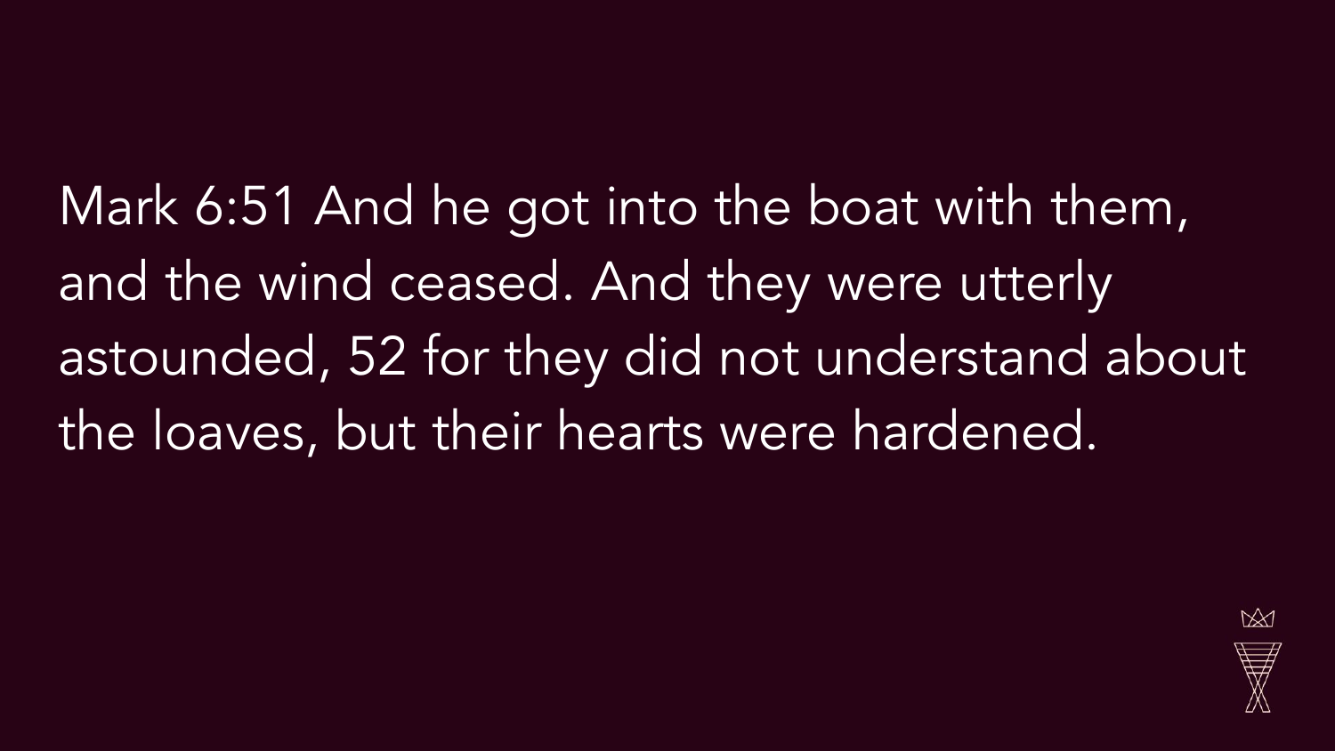Mark 6:51 And he got into the boat with them, and the wind ceased. And they were utterly astounded, 52 for they did not understand about the loaves, but their hearts were hardened.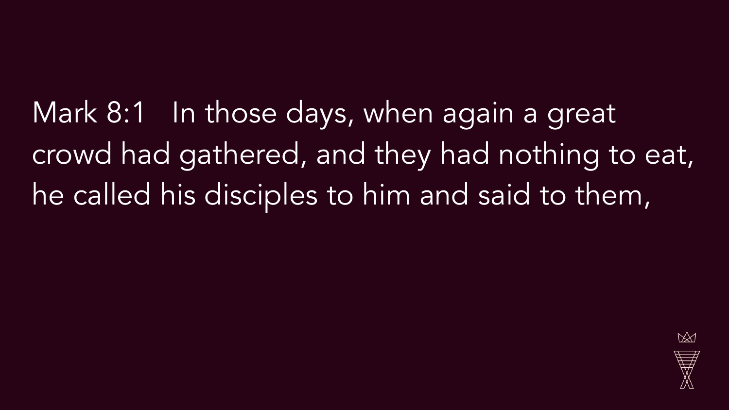Mark 8:1   In those days, when again a great crowd had gathered, and they had nothing to eat, he called his disciples to him and said to them,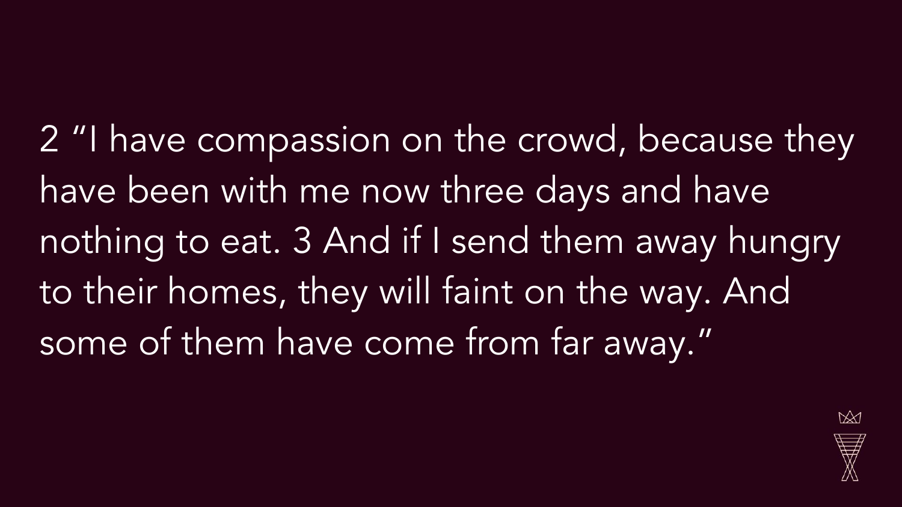2 “I have compassion on the crowd, because they have been with me now three days and have nothing to eat. 3 And if I send them away hungry to their homes, they will faint on the way. And some of them have come from far away.”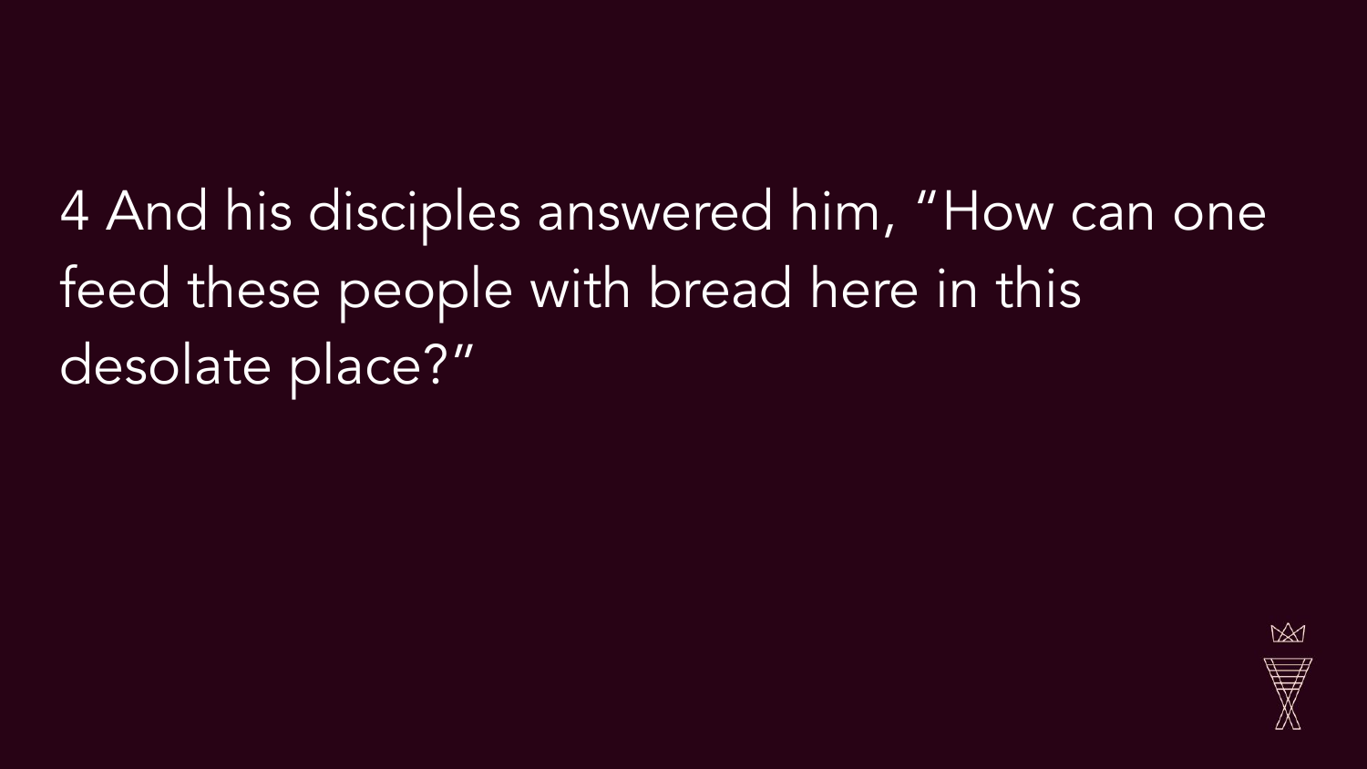4 And his disciples answered him, “How can one feed these people with bread here in this desolate place?”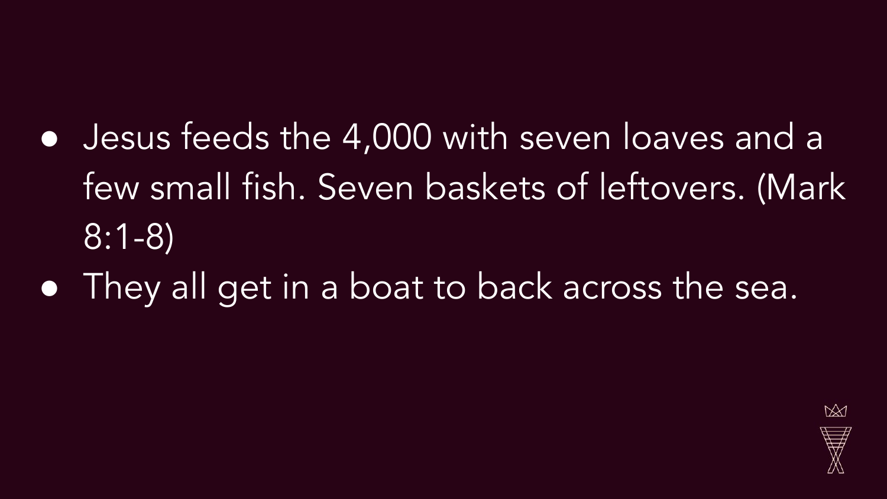- Jesus feeds the 4,000 with seven loaves and a few small fish. Seven baskets of leftovers. (Mark 8:1-8)
- They all get in a boat to back across the sea.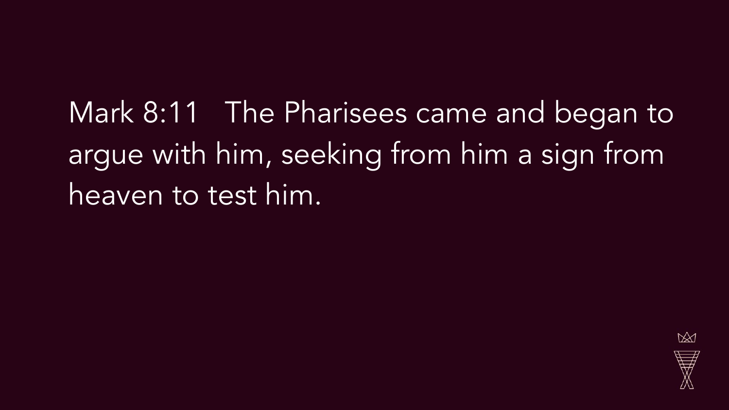Mark 8:11 The Pharisees came and began to argue with him, seeking from him a sign from heaven to test him.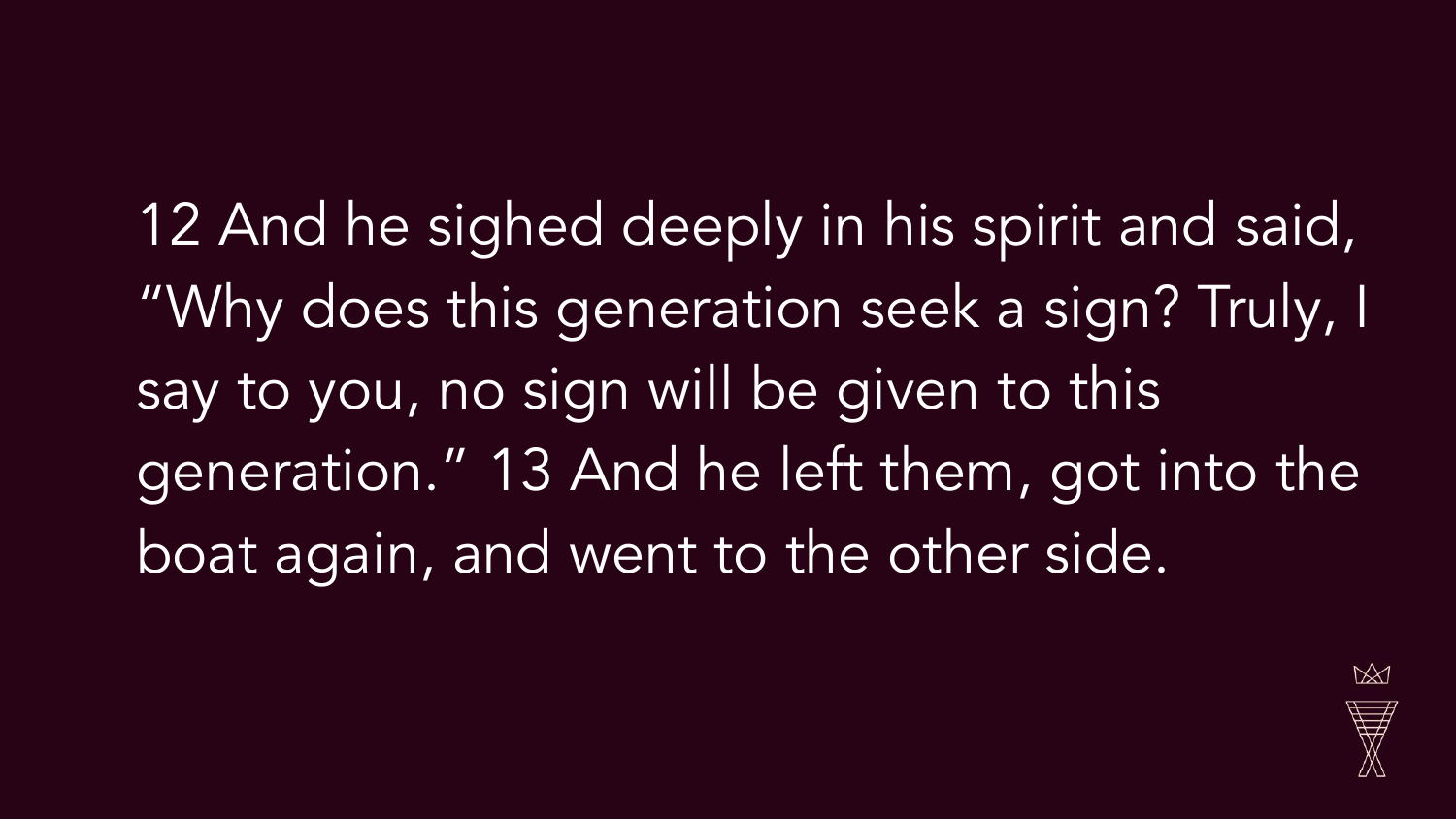12 And he sighed deeply in his spirit and said, “Why does this generation seek a sign? Truly, I say to you, no sign will be given to this generation.” 13 And he left them, got into the boat again, and went to the other side.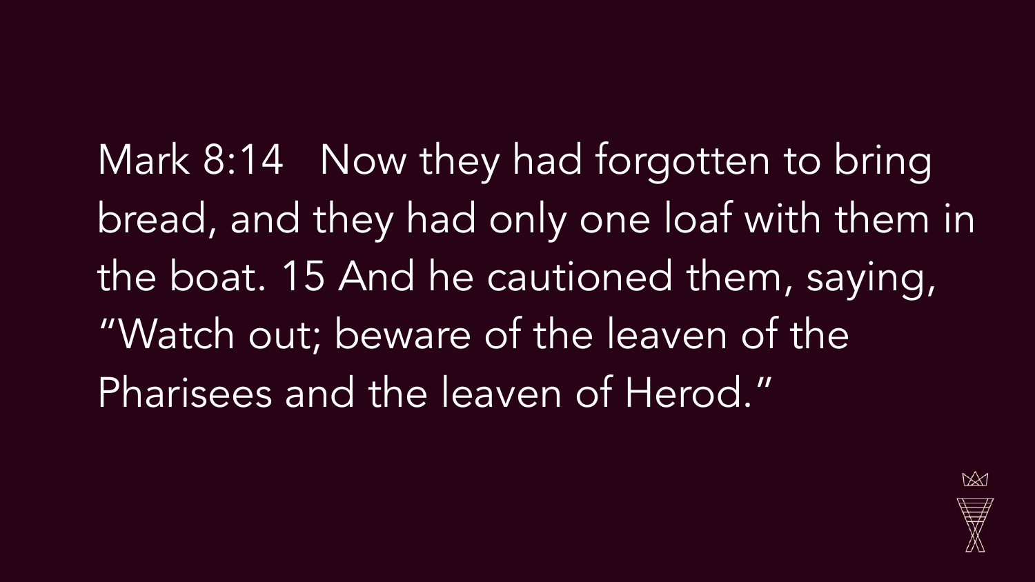Mark 8:14 Now they had forgotten to bring bread, and they had only one loaf with them in the boat. 15 And he cautioned them, saying, “Watch out; beware of the leaven of the Pharisees and the leaven of Herod.”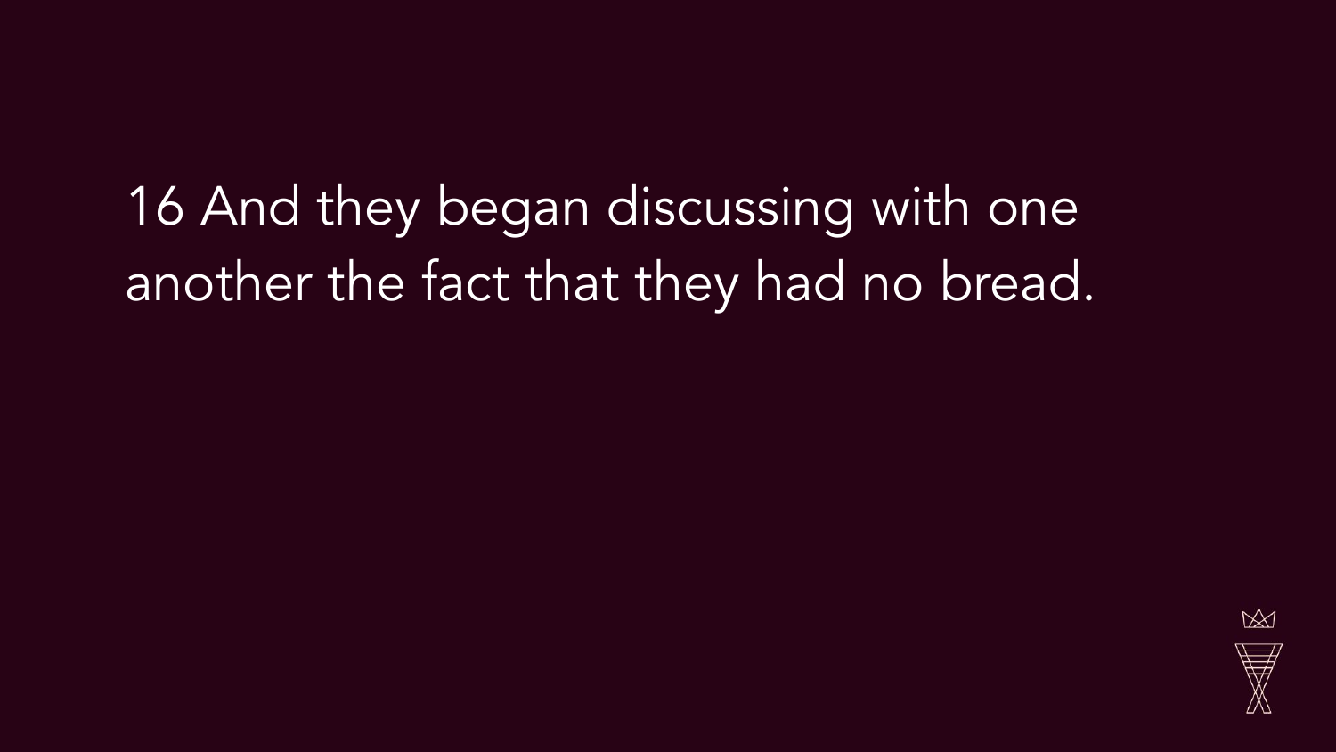16 And they began discussing with one another the fact that they had no bread.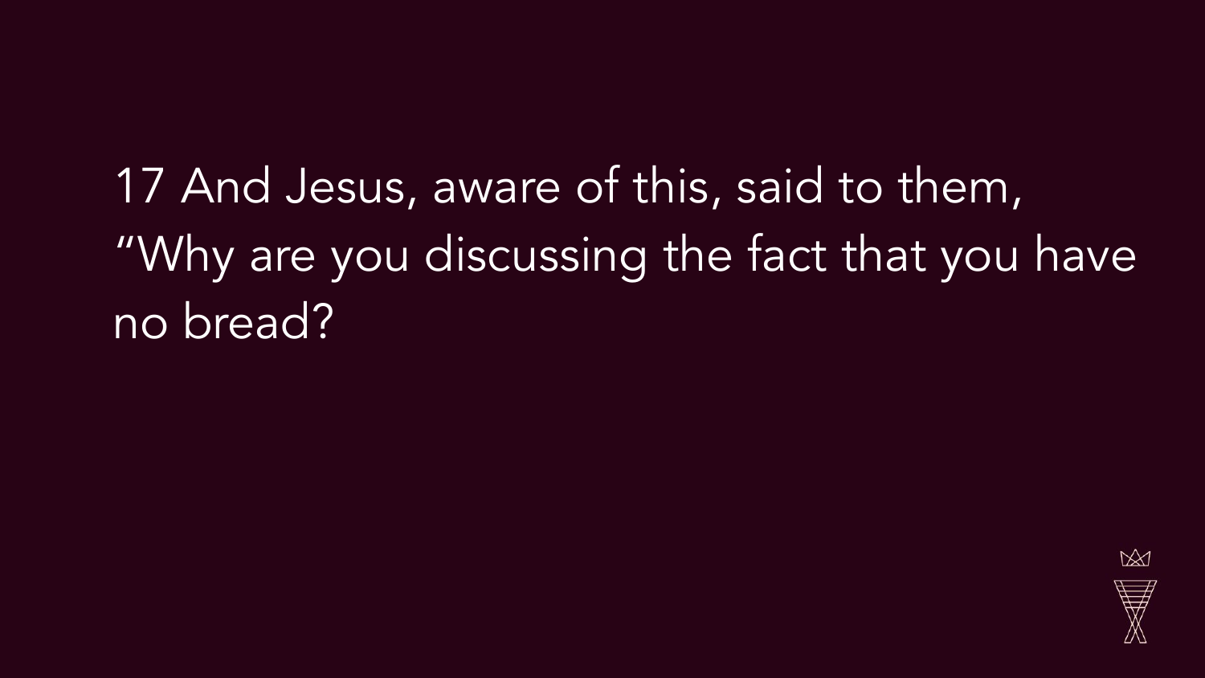17 And Jesus, aware of this, said to them, “Why are you discussing the fact that you have no bread?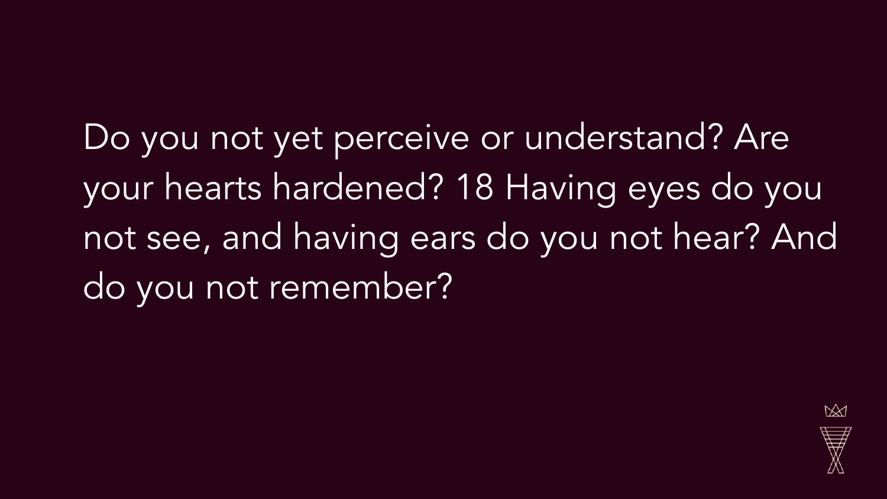Do you not yet perceive or understand? Are your hearts hardened? 18 Having eyes do you not see, and having ears do you not hear? And do you not remember?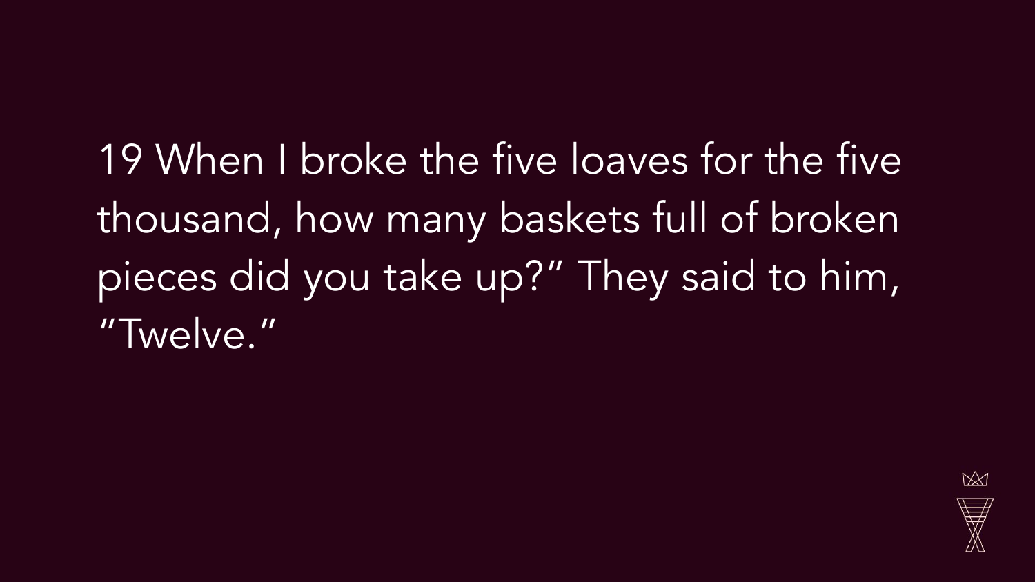19 When I broke the five loaves for the five thousand, how many baskets full of broken pieces did you take up?" They said to him, "Twelve."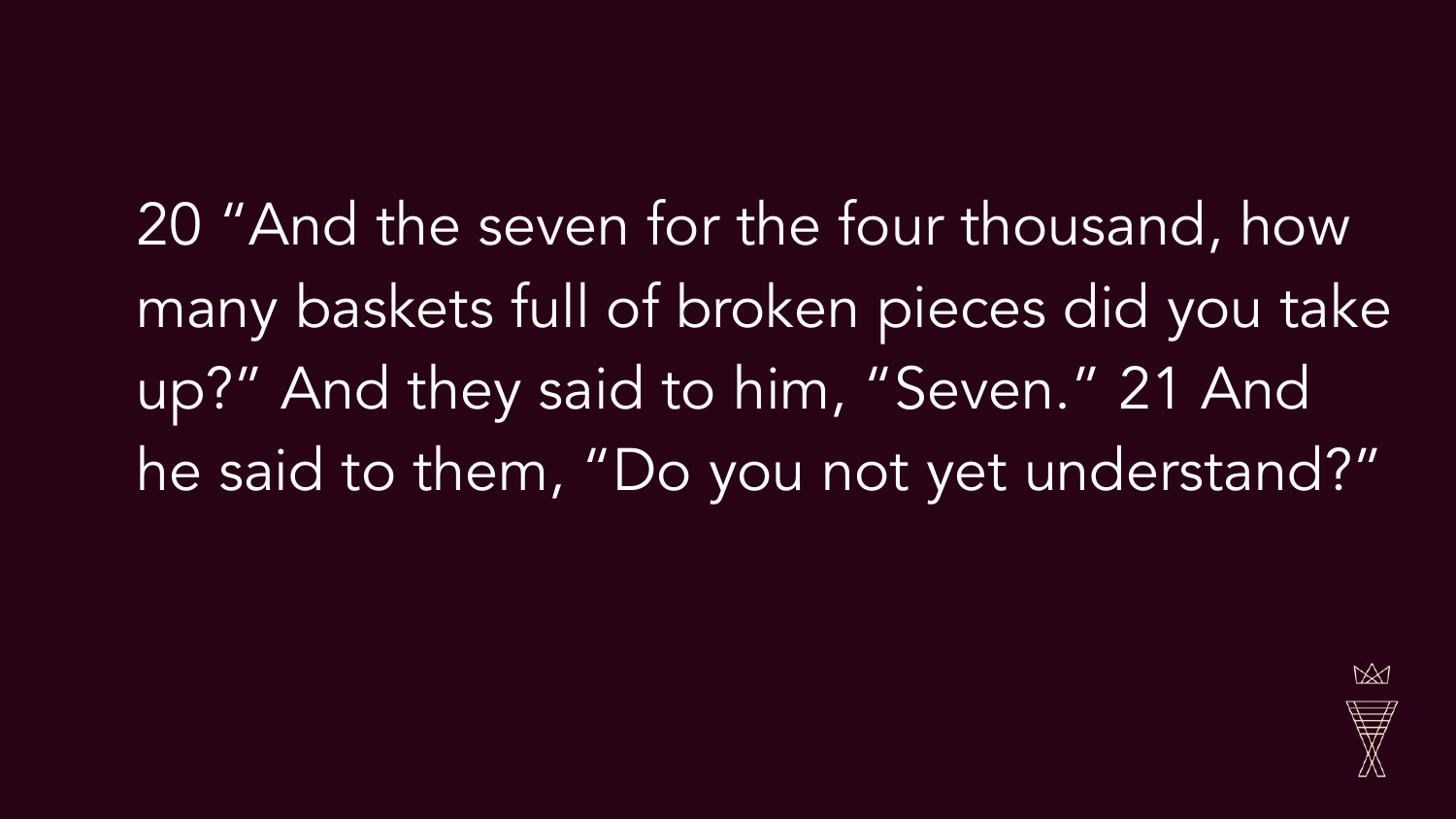20 “And the seven for the four thousand, how many baskets full of broken pieces did you take up?” And they said to him, “Seven.” 21 And he said to them, “Do you not yet understand?”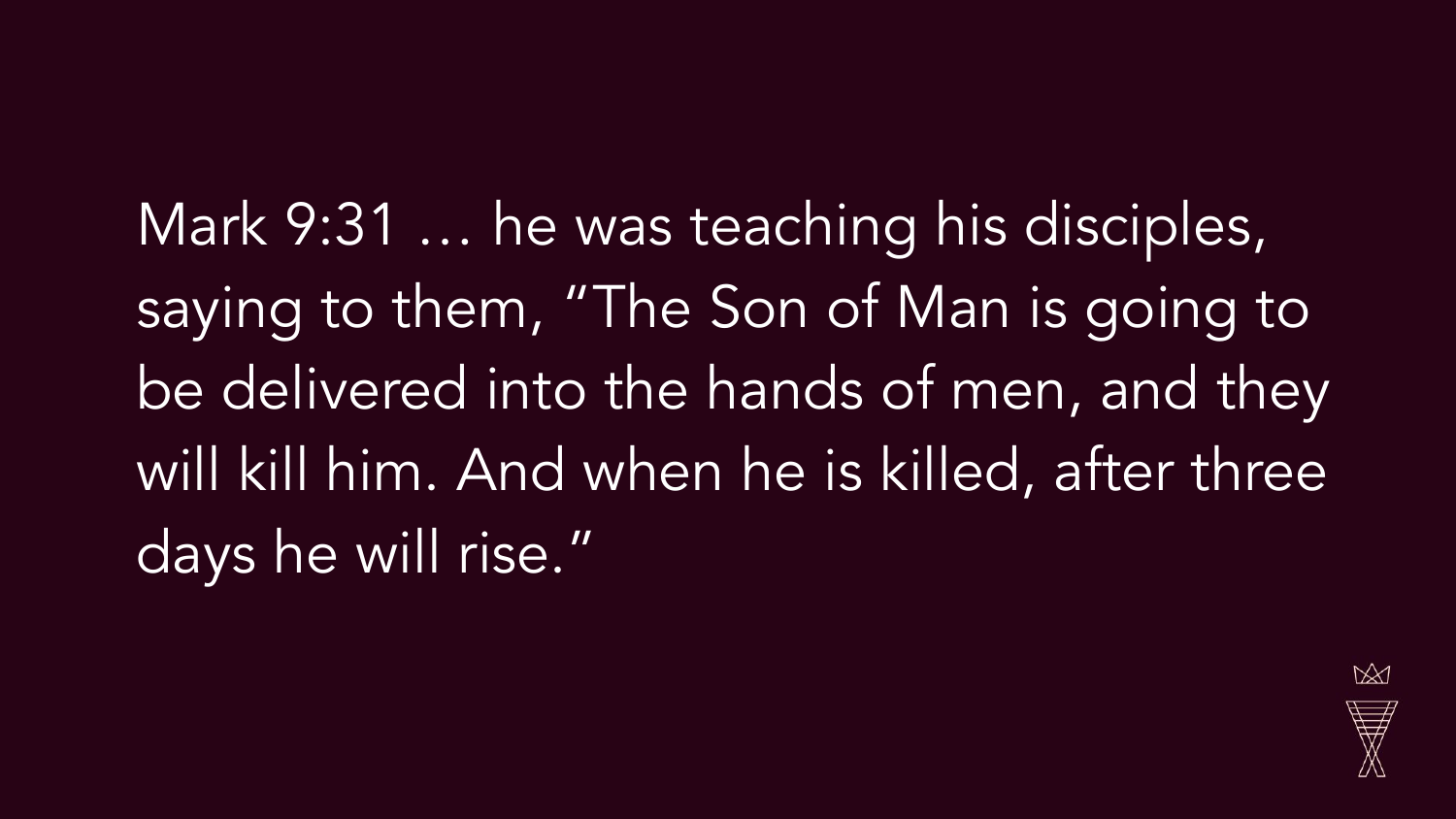Mark 9:31 … he was teaching his disciples, saying to them, “The Son of Man is going to be delivered into the hands of men, and they will kill him. And when he is killed, after three days he will rise.”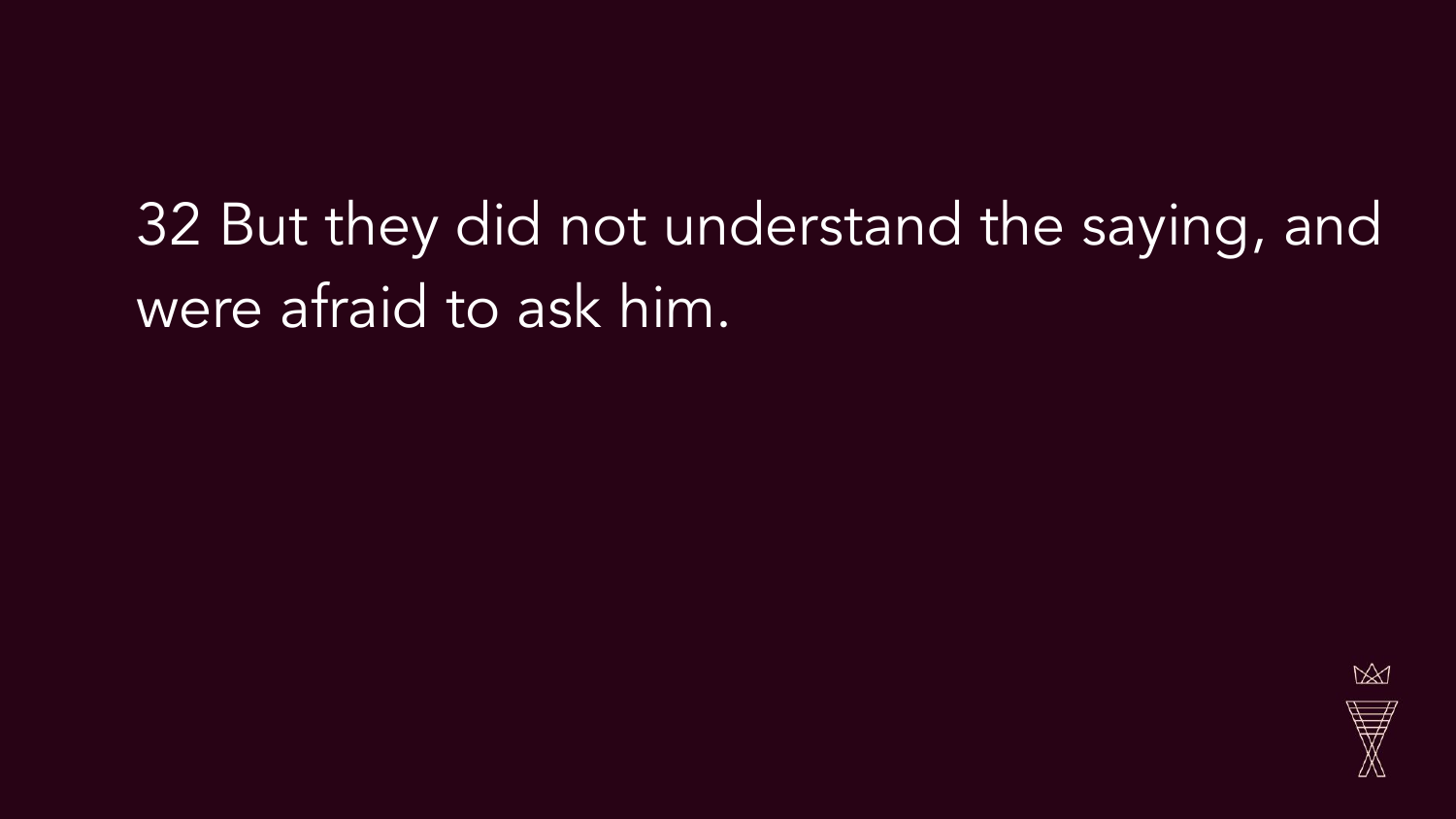32 But they did not understand the saying, and were afraid to ask him.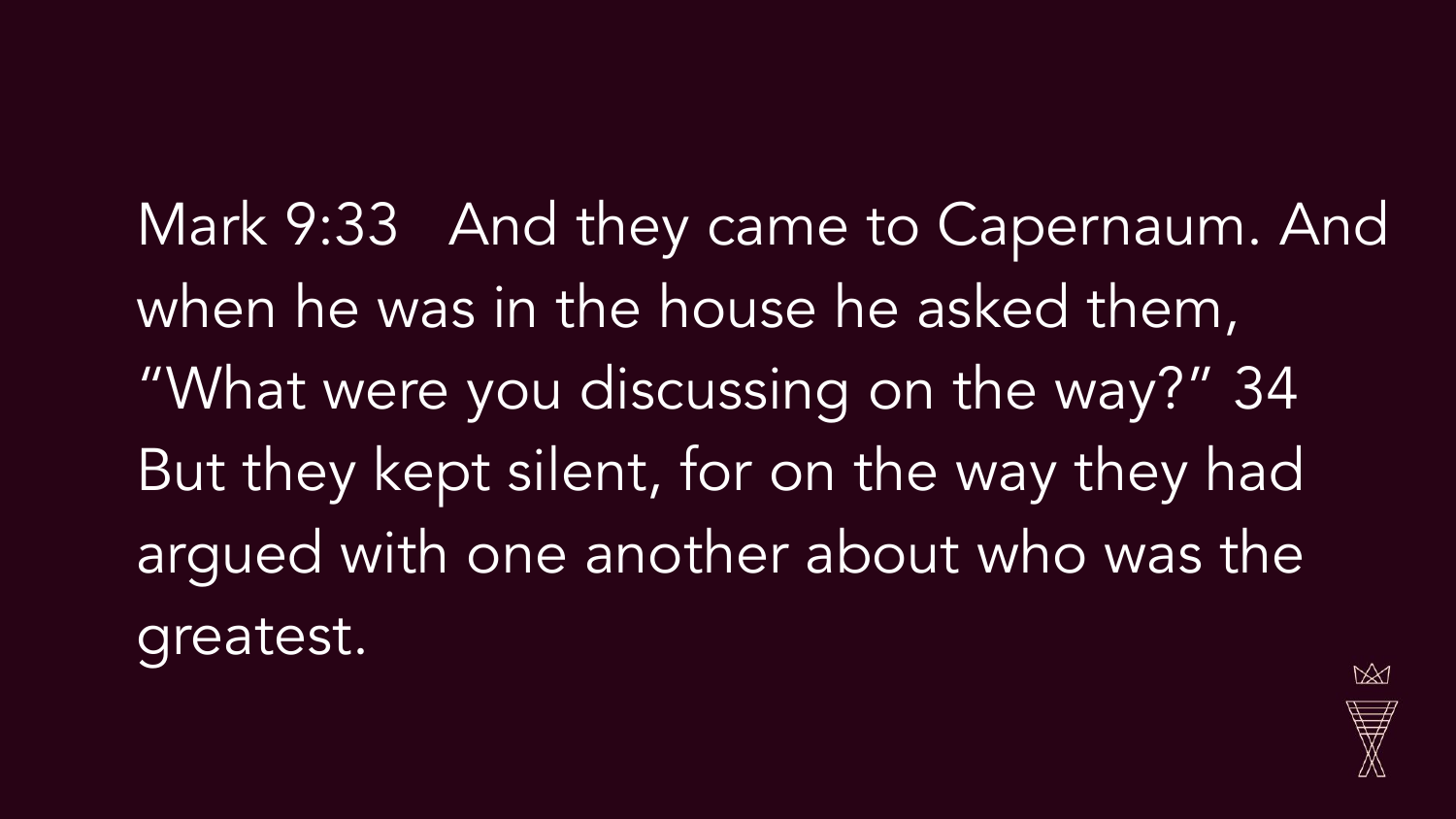Mark 9:33   And they came to Capernaum. And when he was in the house he asked them, “What were you discussing on the way?” 34 But they kept silent, for on the way they had argued with one another about who was the greatest.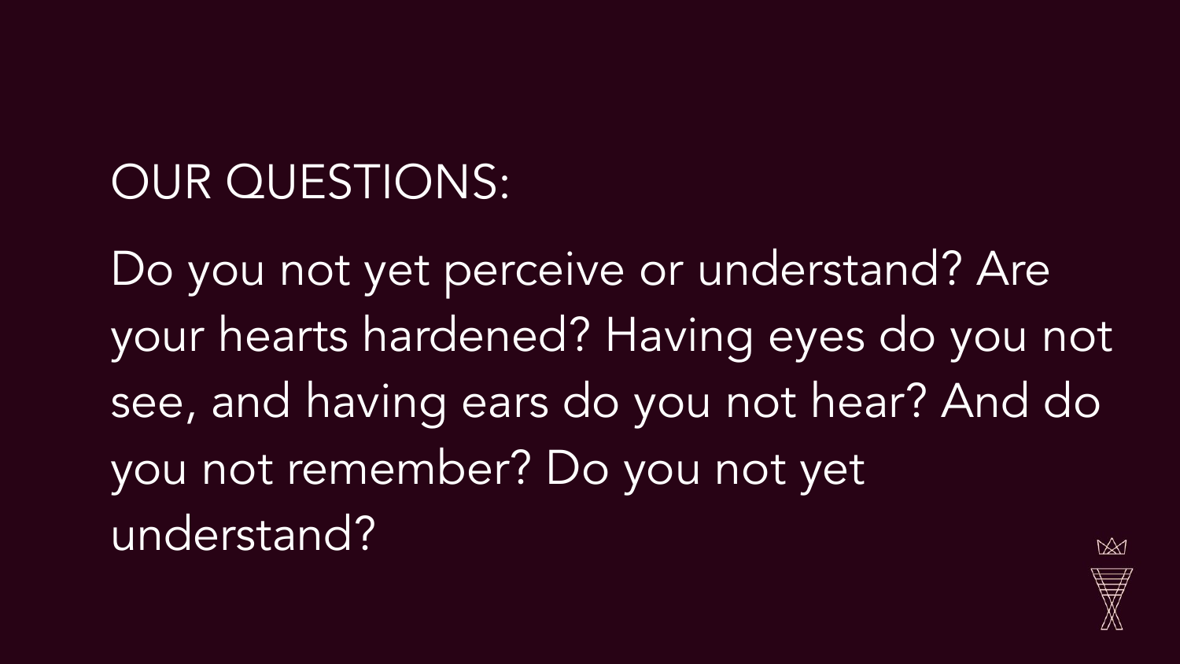## OUR QUESTIONS:

Do you not yet perceive or understand? Are your hearts hardened? Having eyes do you not see, and having ears do you not hear? And do you not remember? Do you not yet understand?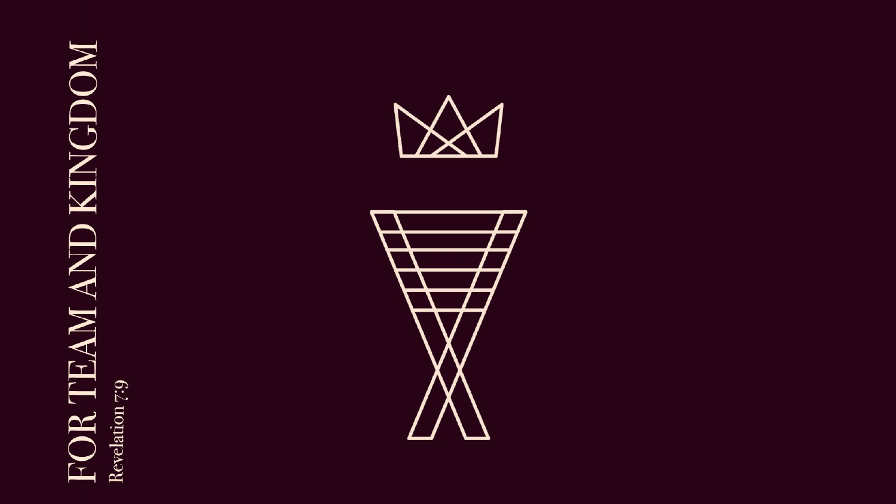FOR TEAM AND KINGDOM

Revelation 7:9